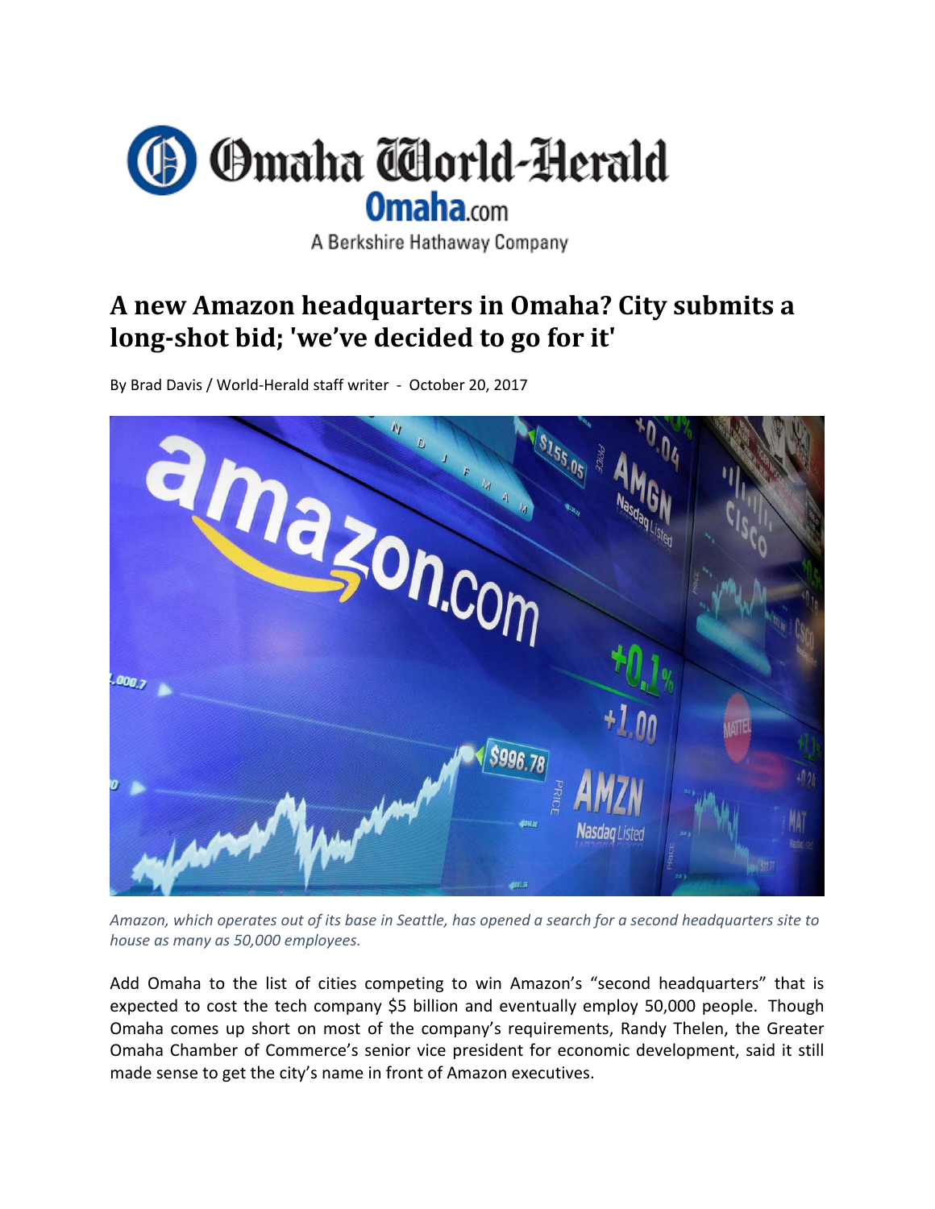Omaha World-Herald

Omaha.com

A Berkshire Hathaway Company

# A new Amazon headquarters in Omaha? City submits a long-shot bid; 'we've decided to go for it'

By Brad Davis / World-Herald staff writer - October 20, 2017

*Amazon, which operates out of its base in Seattle, has opened a search for a second headquarters site to house as many as 50,000 employees.*

Add Omaha to the list of cities competing to win Amazon's "second headquarters" that is expected to cost the tech company $5 billion and eventually employ 50,000 people. Though Omaha comes up short on most of the company's requirements, Randy Thelen, the Greater Omaha Chamber of Commerce's senior vice president for economic development, said it still made sense to get the city's name in front of Amazon executives.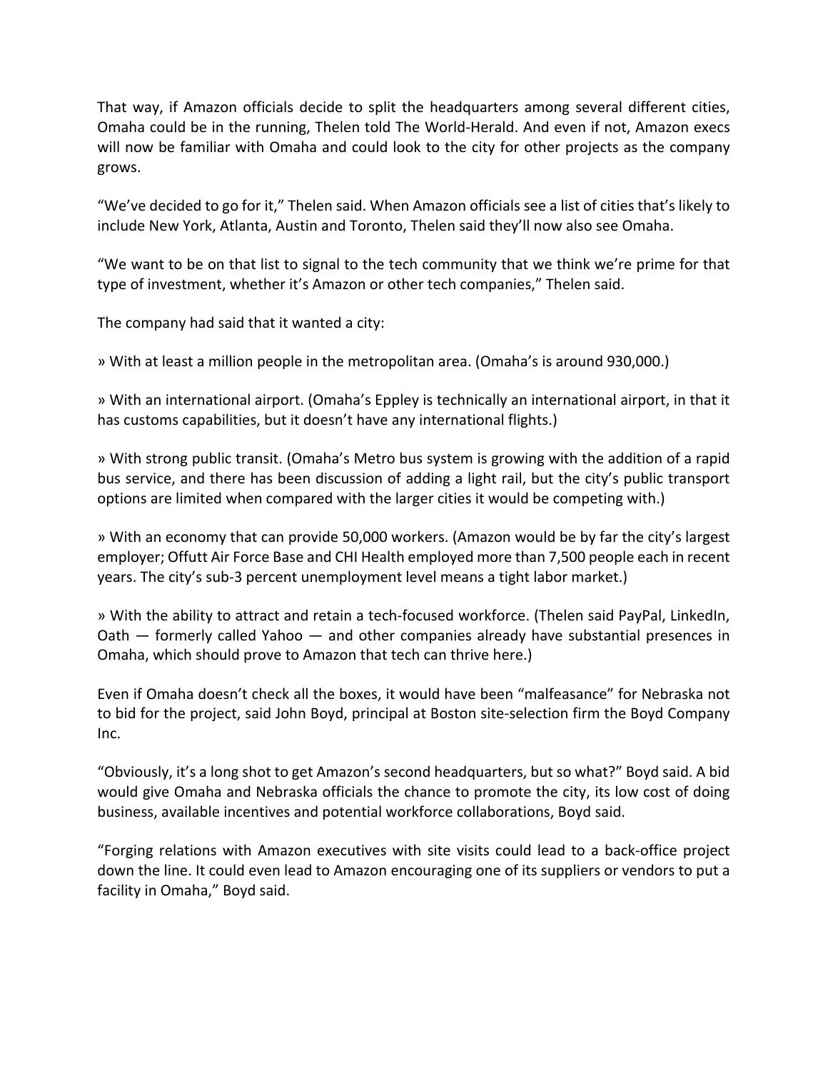That way, if Amazon officials decide to split the headquarters among several different cities, Omaha could be in the running, Thelen told The World-Herald. And even if not, Amazon execs will now be familiar with Omaha and could look to the city for other projects as the company grows.

“We’ve decided to go for it,” Thelen said. When Amazon officials see a list of cities that’s likely to include New York, Atlanta, Austin and Toronto, Thelen said they’ll now also see Omaha.

“We want to be on that list to signal to the tech community that we think we’re prime for that type of investment, whether it’s Amazon or other tech companies,” Thelen said.

The company had said that it wanted a city:

» With at least a million people in the metropolitan area. (Omaha’s is around 930,000.)

» With an international airport. (Omaha’s Eppley is technically an international airport, in that it has customs capabilities, but it doesn’t have any international flights.)

» With strong public transit. (Omaha’s Metro bus system is growing with the addition of a rapid bus service, and there has been discussion of adding a light rail, but the city’s public transport options are limited when compared with the larger cities it would be competing with.)

» With an economy that can provide 50,000 workers. (Amazon would be by far the city’s largest employer; Offutt Air Force Base and CHI Health employed more than 7,500 people each in recent years. The city’s sub-3 percent unemployment level means a tight labor market.)

» With the ability to attract and retain a tech-focused workforce. (Thelen said PayPal, LinkedIn, Oath — formerly called Yahoo — and other companies already have substantial presences in Omaha, which should prove to Amazon that tech can thrive here.)

Even if Omaha doesn’t check all the boxes, it would have been “malfeasance” for Nebraska not to bid for the project, said John Boyd, principal at Boston site-selection firm the Boyd Company Inc.

“Obviously, it’s a long shot to get Amazon’s second headquarters, but so what?” Boyd said. A bid would give Omaha and Nebraska officials the chance to promote the city, its low cost of doing business, available incentives and potential workforce collaborations, Boyd said.

“Forging relations with Amazon executives with site visits could lead to a back-office project down the line. It could even lead to Amazon encouraging one of its suppliers or vendors to put a facility in Omaha,” Boyd said.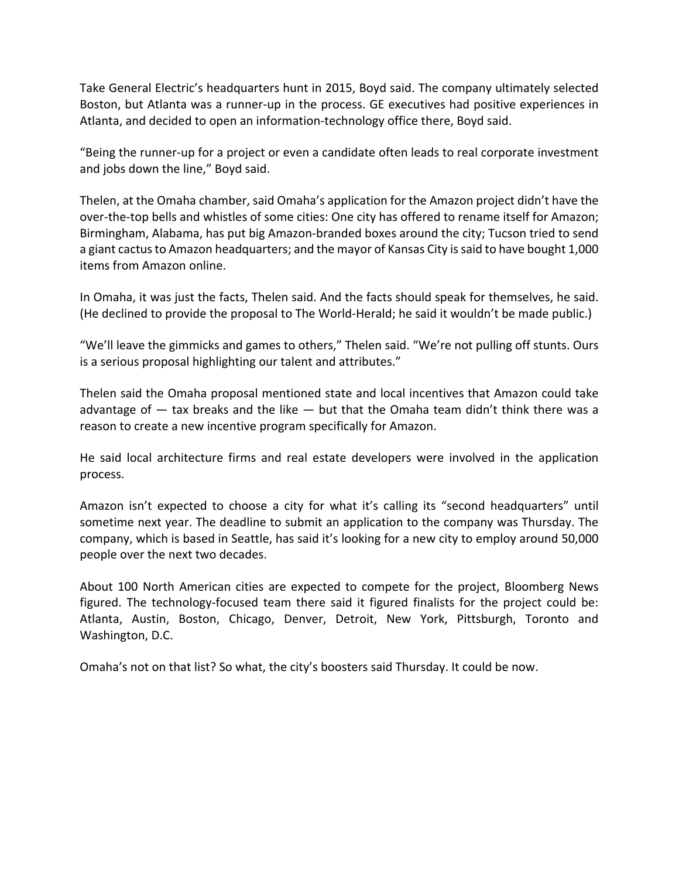Take General Electric's headquarters hunt in 2015, Boyd said. The company ultimately selected Boston, but Atlanta was a runner-up in the process. GE executives had positive experiences in Atlanta, and decided to open an information-technology office there, Boyd said.

"Being the runner-up for a project or even a candidate often leads to real corporate investment and jobs down the line," Boyd said.

Thelen, at the Omaha chamber, said Omaha's application for the Amazon project didn't have the over-the-top bells and whistles of some cities: One city has offered to rename itself for Amazon; Birmingham, Alabama, has put big Amazon-branded boxes around the city; Tucson tried to send a giant cactus to Amazon headquarters; and the mayor of Kansas City is said to have bought 1,000 items from Amazon online.

In Omaha, it was just the facts, Thelen said. And the facts should speak for themselves, he said. (He declined to provide the proposal to The World-Herald; he said it wouldn't be made public.)

"We'll leave the gimmicks and games to others," Thelen said. "We're not pulling off stunts. Ours is a serious proposal highlighting our talent and attributes."

Thelen said the Omaha proposal mentioned state and local incentives that Amazon could take advantage of — tax breaks and the like — but that the Omaha team didn't think there was a reason to create a new incentive program specifically for Amazon.

He said local architecture firms and real estate developers were involved in the application process.

Amazon isn't expected to choose a city for what it's calling its "second headquarters" until sometime next year. The deadline to submit an application to the company was Thursday. The company, which is based in Seattle, has said it's looking for a new city to employ around 50,000 people over the next two decades.

About 100 North American cities are expected to compete for the project, Bloomberg News figured. The technology-focused team there said it figured finalists for the project could be: Atlanta, Austin, Boston, Chicago, Denver, Detroit, New York, Pittsburgh, Toronto and Washington, D.C.

Omaha's not on that list? So what, the city's boosters said Thursday. It could be now.